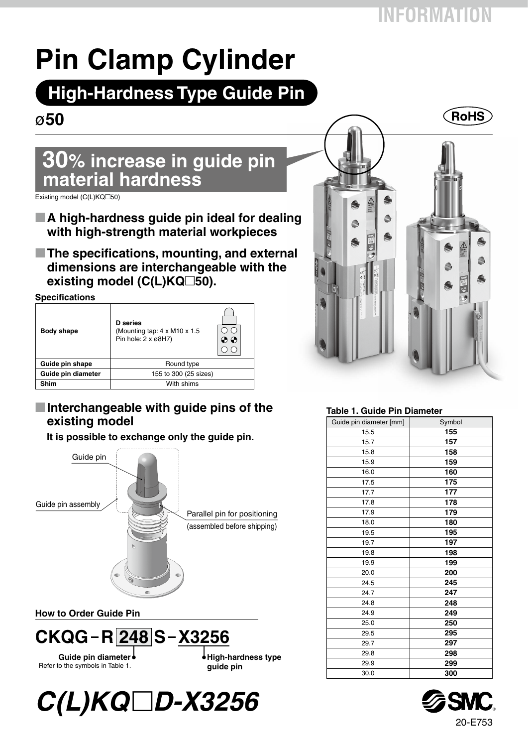# Pin Clamp Cylinder

## High-Hardness Type Guide Pin

## ø50

RoHS

## 30% increase in guide pin material hardness

Existing model (C(L)KQ□50)

- **A high-hardness guide pin ideal for dealing with high-strength material workpieces**
- **The specifications, mounting, and external dimensions are interchangeable with the existing model (C(L)KQ□50).**

**Specifications**

| Body shape | D series (Mounting tap: 4 x M10 x 1.5 Pin hole: 2 x ø8H7) |
|---|---|
| Guide pin shape | Round type |
| Guide pin diameter | 155 to 300 (25 sizes) |
| Shim | With shims |

- **Interchangeable with guide pins of the existing model**

**It is possible to exchange only the guide pin.**

Guide pin

Guide pin assembly

Parallel pin for positioning (assembled before shipping)

**How to Order Guide Pin**

**CKQG – R 248 S – X3256**

**Guide pin diameter** Refer to the symbols in Table 1.

**High-hardness type guide pin**

**Table 1. Guide Pin Diameter**

| Guide pin diameter [mm] | Symbol |
|---|---|
| 15.5 | **155** |
| 15.7 | **157** |
| 15.8 | **158** |
| 15.9 | **159** |
| 16.0 | **160** |
| 17.5 | **175** |
| 17.7 | **177** |
| 17.8 | **178** |
| 17.9 | **179** |
| 18.0 | **180** |
| 19.5 | **195** |
| 19.7 | **197** |
| 19.8 | **198** |
| 19.9 | **199** |
| 20.0 | **200** |
| 24.5 | **245** |
| 24.7 | **247** |
| 24.8 | **248** |
| 24.9 | **249** |
| 25.0 | **250** |
| 29.5 | **295** |
| 29.7 | **297** |
| 29.8 | **298** |
| 29.9 | **299** |
| 30.0 | **300** |

# *C(L)KQ□D-X3256*

20-E753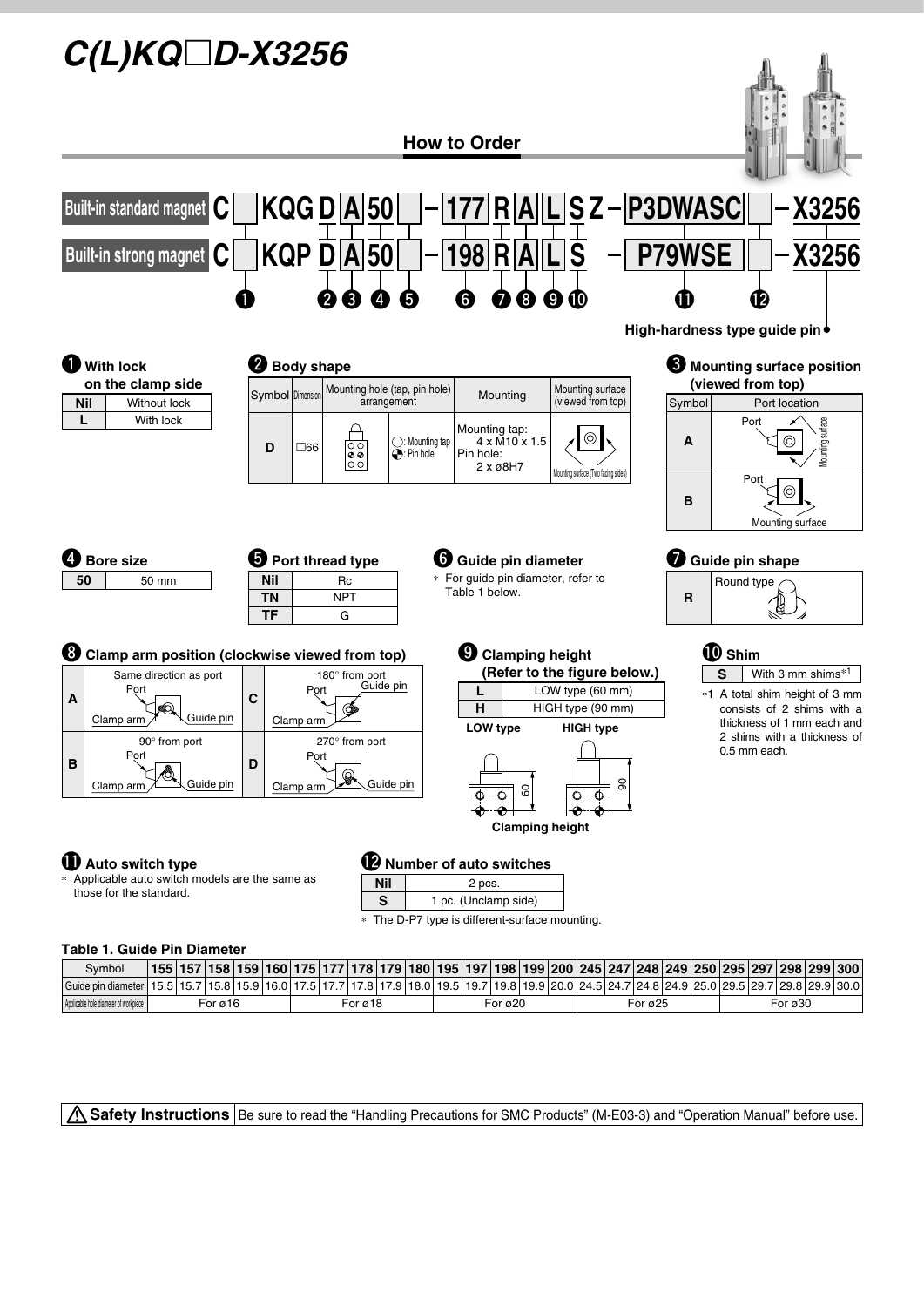# C(L)KQ□D-X3256

## How to Order

**Built-in standard magnet** C □ KQG D A 50 □ – 177 R A L S Z – P3DWASC □ – X3256

**Built-in strong magnet** C □ KQP D A 50 □ – 198 R A L S – P79WSE □ – X3256

❶ ❷ ❸ ❹ ❺ ❻ ❼ ❽ ❾ ❿ ⓫ ⓬

High-hardness type guide pin

### ❶ With lock on the clamp side

| | |
|---|---|
| Nil | Without lock |
| L | With lock |

### ❷ Body shape

| Symbol | Dimension | Mounting hole (tap, pin hole) arrangement | | Mounting | Mounting surface (viewed from top) |
|---|---|---|---|---|---|
| D | □66 | | ○: Mounting tap ◐: Pin hole | Mounting tap: 4 x M10 x 1.5 Pin hole: 2 x ø8H7 | Mounting surface (Two facing sides) |

### ❸ Mounting surface position (viewed from top)

| Symbol | Port location |
|---|---|
| A | Port / Mounting surface |
| B | Port / Mounting surface |

### ❹ Bore size

| | |
|---|---|
| 50 | 50 mm |

### ❺ Port thread type

| | |
|---|---|
| Nil | Rc |
| TN | NPT |
| TF | G |

### ❻ Guide pin diameter

* For guide pin diameter, refer to Table 1 below.

### ❼ Guide pin shape

| | |
|---|---|
| R | Round type |

### ❽ Clamp arm position (clockwise viewed from top)

| | | | |
|---|---|---|---|
| A | Same direction as port (Port, Clamp arm, Guide pin) | C | 180° from port (Port, Guide pin, Clamp arm) |
| B | 90° from port (Port, Clamp arm, Guide pin) | D | 270° from port (Port, Clamp arm, Guide pin) |

### ❾ Clamping height (Refer to the figure below.)

| | |
|---|---|
| L | LOW type (60 mm) |
| H | HIGH type (90 mm) |

LOW type — 60

HIGH type — 90

Clamping height

### ❿ Shim

| | |
|---|---|
| S | With 3 mm shims*1 |

*1 A total shim height of 3 mm consists of 2 shims with a thickness of 1 mm each and 2 shims with a thickness of 0.5 mm each.

### ⓫ Auto switch type

* Applicable auto switch models are the same as those for the standard.

### ⓬ Number of auto switches

| | |
|---|---|
| Nil | 2 pcs. |
| S | 1 pc. (Unclamp side) |

* The D-P7 type is different-surface mounting.

### Table 1. Guide Pin Diameter

| Symbol | 155 | 157 | 158 | 159 | 160 | 175 | 177 | 178 | 179 | 180 | 195 | 197 | 198 | 199 | 200 | 245 | 247 | 248 | 249 | 250 | 295 | 297 | 298 | 299 | 300 |
|---|---|---|---|---|---|---|---|---|---|---|---|---|---|---|---|---|---|---|---|---|---|---|---|---|---|
| Guide pin diameter | 15.5 | 15.7 | 15.8 | 15.9 | 16.0 | 17.5 | 17.7 | 17.8 | 17.9 | 18.0 | 19.5 | 19.7 | 19.8 | 19.9 | 20.0 | 24.5 | 24.7 | 24.8 | 24.9 | 25.0 | 29.5 | 29.7 | 29.8 | 29.9 | 30.0 |
| Applicable hole diameter of workpiece | For ø16 | | | | | For ø18 | | | | | For ø20 | | | | | For ø25 | | | | | For ø30 | | | | |

⚠ **Safety Instructions** Be sure to read the “Handling Precautions for SMC Products” (M-E03-3) and “Operation Manual” before use.